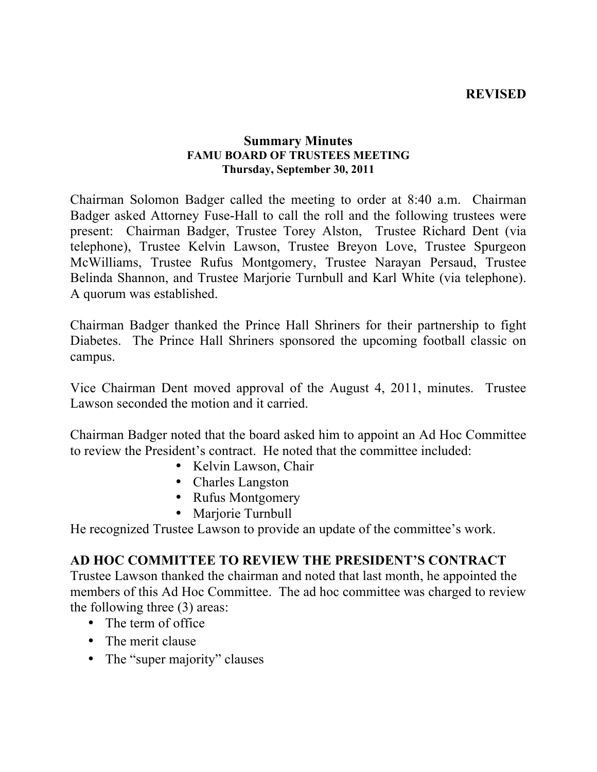**REVISED**

**Summary Minutes**
**FAMU BOARD OF TRUSTEES MEETING**
**Thursday, September 30, 2011**

Chairman Solomon Badger called the meeting to order at 8:40 a.m. Chairman Badger asked Attorney Fuse-Hall to call the roll and the following trustees were present: Chairman Badger, Trustee Torey Alston, Trustee Richard Dent (via telephone), Trustee Kelvin Lawson, Trustee Breyon Love, Trustee Spurgeon McWilliams, Trustee Rufus Montgomery, Trustee Narayan Persaud, Trustee Belinda Shannon, and Trustee Marjorie Turnbull and Karl White (via telephone). A quorum was established.

Chairman Badger thanked the Prince Hall Shriners for their partnership to fight Diabetes. The Prince Hall Shriners sponsored the upcoming football classic on campus.

Vice Chairman Dent moved approval of the August 4, 2011, minutes. Trustee Lawson seconded the motion and it carried.

Chairman Badger noted that the board asked him to appoint an Ad Hoc Committee to review the President's contract. He noted that the committee included:

- Kelvin Lawson, Chair
- Charles Langston
- Rufus Montgomery
- Marjorie Turnbull

He recognized Trustee Lawson to provide an update of the committee's work.

**AD HOC COMMITTEE TO REVIEW THE PRESIDENT'S CONTRACT**

Trustee Lawson thanked the chairman and noted that last month, he appointed the members of this Ad Hoc Committee. The ad hoc committee was charged to review the following three (3) areas:

- The term of office
- The merit clause
- The "super majority" clauses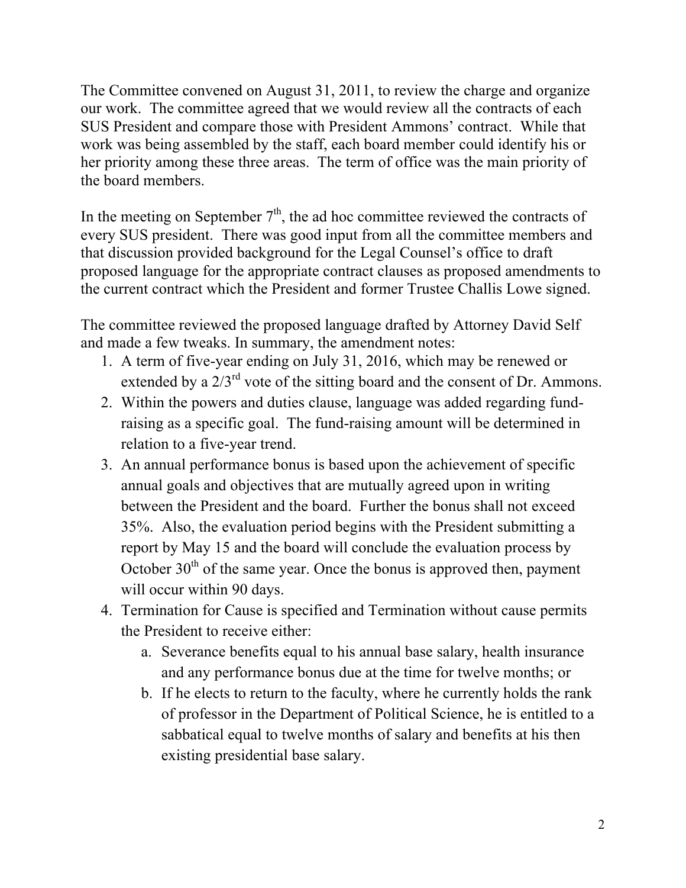The Committee convened on August 31, 2011, to review the charge and organize our work. The committee agreed that we would review all the contracts of each SUS President and compare those with President Ammons' contract. While that work was being assembled by the staff, each board member could identify his or her priority among these three areas. The term of office was the main priority of the board members.

In the meeting on September 7th, the ad hoc committee reviewed the contracts of every SUS president. There was good input from all the committee members and that discussion provided background for the Legal Counsel's office to draft proposed language for the appropriate contract clauses as proposed amendments to the current contract which the President and former Trustee Challis Lowe signed.

The committee reviewed the proposed language drafted by Attorney David Self and made a few tweaks. In summary, the amendment notes:

1. A term of five-year ending on July 31, 2016, which may be renewed or extended by a 2/3rd vote of the sitting board and the consent of Dr. Ammons.
2. Within the powers and duties clause, language was added regarding fund-raising as a specific goal. The fund-raising amount will be determined in relation to a five-year trend.
3. An annual performance bonus is based upon the achievement of specific annual goals and objectives that are mutually agreed upon in writing between the President and the board. Further the bonus shall not exceed 35%. Also, the evaluation period begins with the President submitting a report by May 15 and the board will conclude the evaluation process by October 30th of the same year. Once the bonus is approved then, payment will occur within 90 days.
4. Termination for Cause is specified and Termination without cause permits the President to receive either:
   a. Severance benefits equal to his annual base salary, health insurance and any performance bonus due at the time for twelve months; or
   b. If he elects to return to the faculty, where he currently holds the rank of professor in the Department of Political Science, he is entitled to a sabbatical equal to twelve months of salary and benefits at his then existing presidential base salary.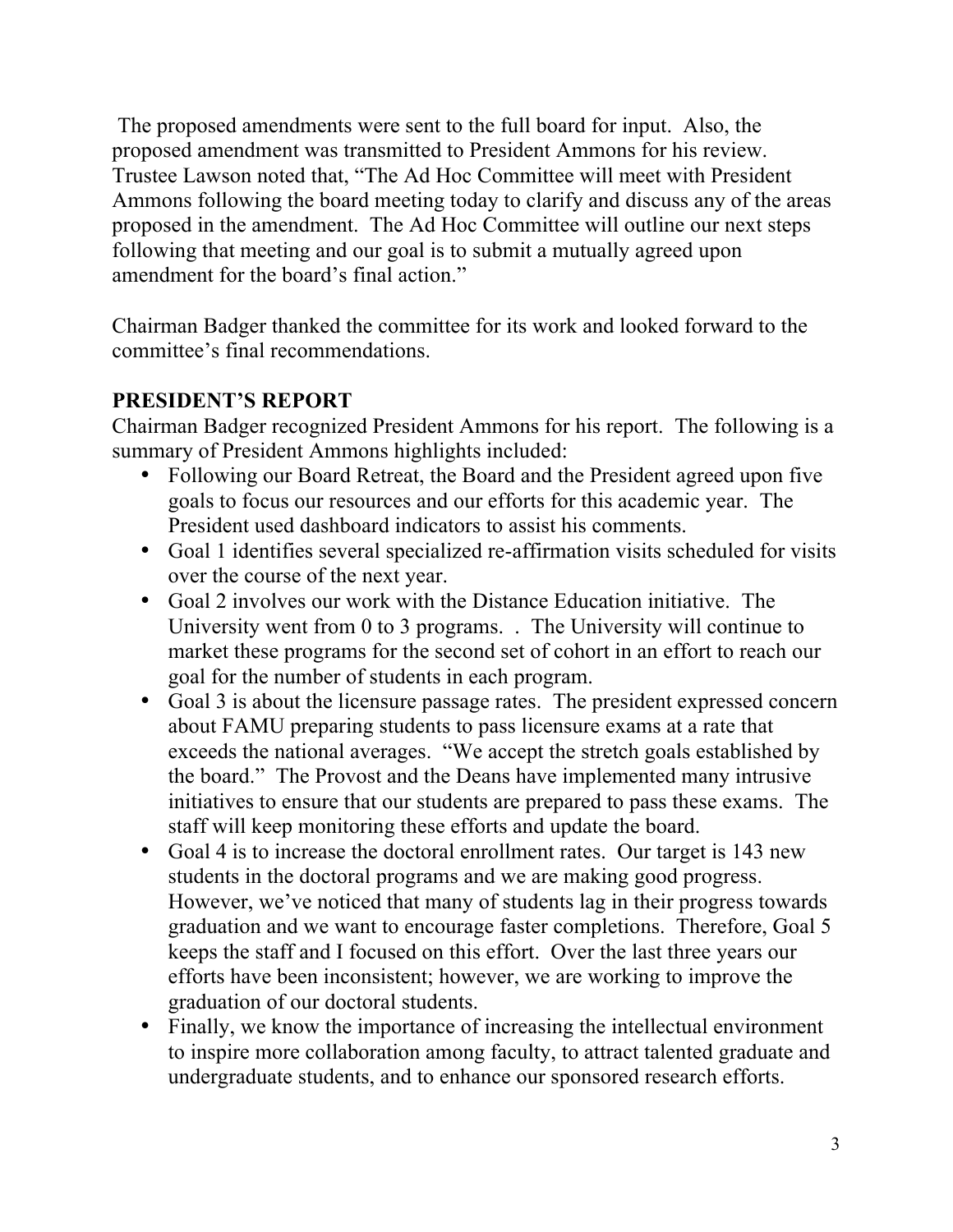The proposed amendments were sent to the full board for input. Also, the proposed amendment was transmitted to President Ammons for his review. Trustee Lawson noted that, "The Ad Hoc Committee will meet with President Ammons following the board meeting today to clarify and discuss any of the areas proposed in the amendment. The Ad Hoc Committee will outline our next steps following that meeting and our goal is to submit a mutually agreed upon amendment for the board's final action."

Chairman Badger thanked the committee for its work and looked forward to the committee's final recommendations.

**PRESIDENT'S REPORT**

Chairman Badger recognized President Ammons for his report. The following is a summary of President Ammons highlights included:

- Following our Board Retreat, the Board and the President agreed upon five goals to focus our resources and our efforts for this academic year. The President used dashboard indicators to assist his comments.
- Goal 1 identifies several specialized re-affirmation visits scheduled for visits over the course of the next year.
- Goal 2 involves our work with the Distance Education initiative. The University went from 0 to 3 programs. . The University will continue to market these programs for the second set of cohort in an effort to reach our goal for the number of students in each program.
- Goal 3 is about the licensure passage rates. The president expressed concern about FAMU preparing students to pass licensure exams at a rate that exceeds the national averages. "We accept the stretch goals established by the board." The Provost and the Deans have implemented many intrusive initiatives to ensure that our students are prepared to pass these exams. The staff will keep monitoring these efforts and update the board.
- Goal 4 is to increase the doctoral enrollment rates. Our target is 143 new students in the doctoral programs and we are making good progress. However, we've noticed that many of students lag in their progress towards graduation and we want to encourage faster completions. Therefore, Goal 5 keeps the staff and I focused on this effort. Over the last three years our efforts have been inconsistent; however, we are working to improve the graduation of our doctoral students.
- Finally, we know the importance of increasing the intellectual environment to inspire more collaboration among faculty, to attract talented graduate and undergraduate students, and to enhance our sponsored research efforts.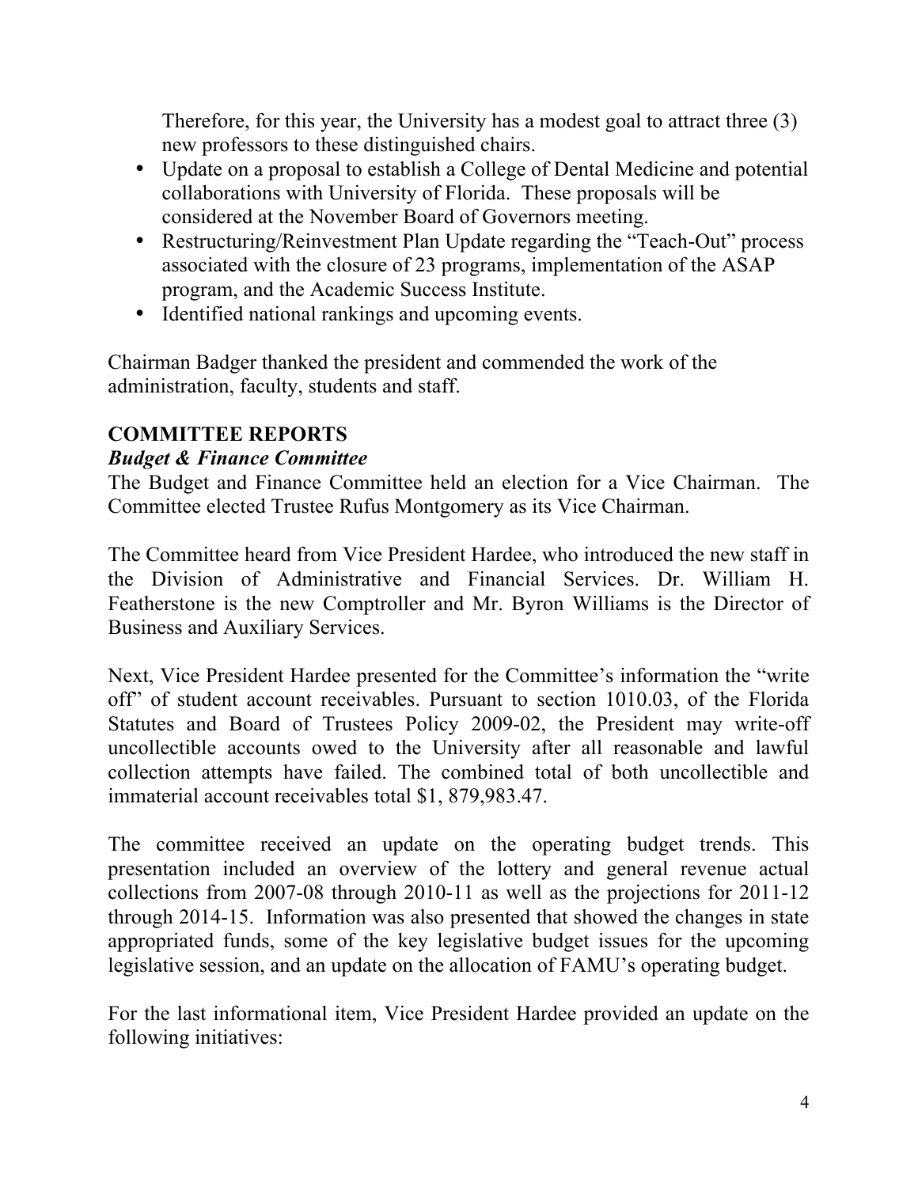Therefore, for this year, the University has a modest goal to attract three (3) new professors to these distinguished chairs.

- Update on a proposal to establish a College of Dental Medicine and potential collaborations with University of Florida. These proposals will be considered at the November Board of Governors meeting.
- Restructuring/Reinvestment Plan Update regarding the "Teach-Out" process associated with the closure of 23 programs, implementation of the ASAP program, and the Academic Success Institute.
- Identified national rankings and upcoming events.

Chairman Badger thanked the president and commended the work of the administration, faculty, students and staff.

## COMMITTEE REPORTS

### *Budget & Finance Committee*

The Budget and Finance Committee held an election for a Vice Chairman. The Committee elected Trustee Rufus Montgomery as its Vice Chairman.

The Committee heard from Vice President Hardee, who introduced the new staff in the Division of Administrative and Financial Services. Dr. William H. Featherstone is the new Comptroller and Mr. Byron Williams is the Director of Business and Auxiliary Services.

Next, Vice President Hardee presented for the Committee's information the "write off" of student account receivables. Pursuant to section 1010.03, of the Florida Statutes and Board of Trustees Policy 2009-02, the President may write-off uncollectible accounts owed to the University after all reasonable and lawful collection attempts have failed. The combined total of both uncollectible and immaterial account receivables total $1, 879,983.47.

The committee received an update on the operating budget trends. This presentation included an overview of the lottery and general revenue actual collections from 2007-08 through 2010-11 as well as the projections for 2011-12 through 2014-15. Information was also presented that showed the changes in state appropriated funds, some of the key legislative budget issues for the upcoming legislative session, and an update on the allocation of FAMU's operating budget.

For the last informational item, Vice President Hardee provided an update on the following initiatives: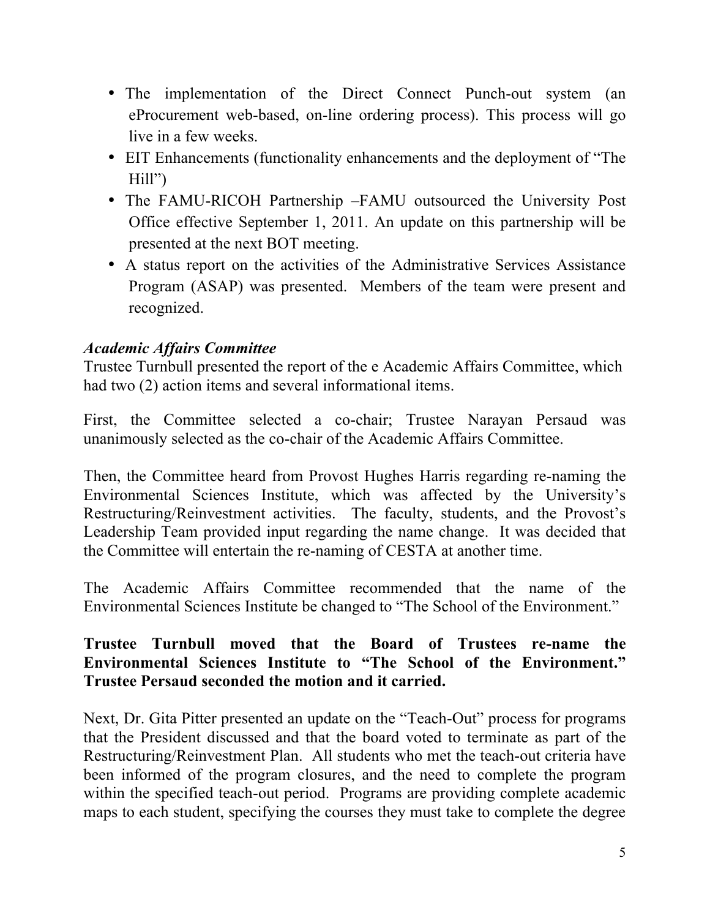- The implementation of the Direct Connect Punch-out system (an eProcurement web-based, on-line ordering process). This process will go live in a few weeks.
- EIT Enhancements (functionality enhancements and the deployment of "The Hill")
- The FAMU-RICOH Partnership –FAMU outsourced the University Post Office effective September 1, 2011. An update on this partnership will be presented at the next BOT meeting.
- A status report on the activities of the Administrative Services Assistance Program (ASAP) was presented. Members of the team were present and recognized.

***Academic Affairs Committee***

Trustee Turnbull presented the report of the e Academic Affairs Committee, which had two (2) action items and several informational items.

First, the Committee selected a co-chair; Trustee Narayan Persaud was unanimously selected as the co-chair of the Academic Affairs Committee.

Then, the Committee heard from Provost Hughes Harris regarding re-naming the Environmental Sciences Institute, which was affected by the University's Restructuring/Reinvestment activities. The faculty, students, and the Provost's Leadership Team provided input regarding the name change. It was decided that the Committee will entertain the re-naming of CESTA at another time.

The Academic Affairs Committee recommended that the name of the Environmental Sciences Institute be changed to "The School of the Environment."

**Trustee Turnbull moved that the Board of Trustees re-name the Environmental Sciences Institute to "The School of the Environment." Trustee Persaud seconded the motion and it carried.**

Next, Dr. Gita Pitter presented an update on the "Teach-Out" process for programs that the President discussed and that the board voted to terminate as part of the Restructuring/Reinvestment Plan. All students who met the teach-out criteria have been informed of the program closures, and the need to complete the program within the specified teach-out period. Programs are providing complete academic maps to each student, specifying the courses they must take to complete the degree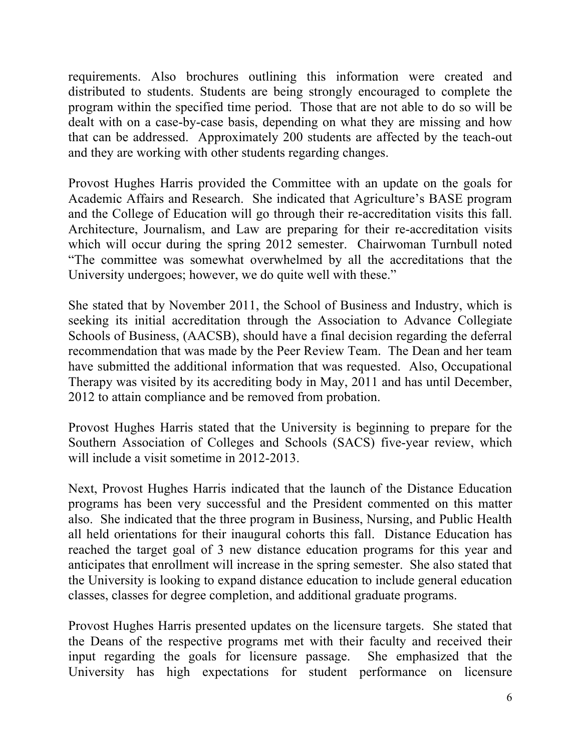requirements. Also brochures outlining this information were created and distributed to students. Students are being strongly encouraged to complete the program within the specified time period. Those that are not able to do so will be dealt with on a case-by-case basis, depending on what they are missing and how that can be addressed. Approximately 200 students are affected by the teach-out and they are working with other students regarding changes.

Provost Hughes Harris provided the Committee with an update on the goals for Academic Affairs and Research. She indicated that Agriculture's BASE program and the College of Education will go through their re-accreditation visits this fall. Architecture, Journalism, and Law are preparing for their re-accreditation visits which will occur during the spring 2012 semester. Chairwoman Turnbull noted "The committee was somewhat overwhelmed by all the accreditations that the University undergoes; however, we do quite well with these."

She stated that by November 2011, the School of Business and Industry, which is seeking its initial accreditation through the Association to Advance Collegiate Schools of Business, (AACSB), should have a final decision regarding the deferral recommendation that was made by the Peer Review Team. The Dean and her team have submitted the additional information that was requested. Also, Occupational Therapy was visited by its accrediting body in May, 2011 and has until December, 2012 to attain compliance and be removed from probation.

Provost Hughes Harris stated that the University is beginning to prepare for the Southern Association of Colleges and Schools (SACS) five-year review, which will include a visit sometime in 2012-2013.

Next, Provost Hughes Harris indicated that the launch of the Distance Education programs has been very successful and the President commented on this matter also. She indicated that the three program in Business, Nursing, and Public Health all held orientations for their inaugural cohorts this fall. Distance Education has reached the target goal of 3 new distance education programs for this year and anticipates that enrollment will increase in the spring semester. She also stated that the University is looking to expand distance education to include general education classes, classes for degree completion, and additional graduate programs.

Provost Hughes Harris presented updates on the licensure targets. She stated that the Deans of the respective programs met with their faculty and received their input regarding the goals for licensure passage. She emphasized that the University has high expectations for student performance on licensure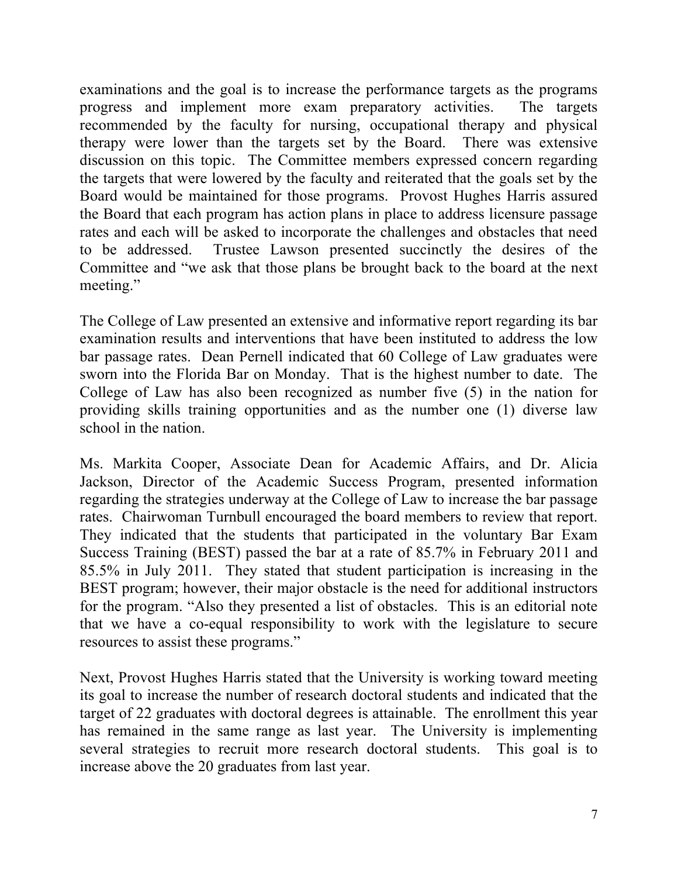examinations and the goal is to increase the performance targets as the programs progress and implement more exam preparatory activities. The targets recommended by the faculty for nursing, occupational therapy and physical therapy were lower than the targets set by the Board. There was extensive discussion on this topic. The Committee members expressed concern regarding the targets that were lowered by the faculty and reiterated that the goals set by the Board would be maintained for those programs. Provost Hughes Harris assured the Board that each program has action plans in place to address licensure passage rates and each will be asked to incorporate the challenges and obstacles that need to be addressed. Trustee Lawson presented succinctly the desires of the Committee and "we ask that those plans be brought back to the board at the next meeting."

The College of Law presented an extensive and informative report regarding its bar examination results and interventions that have been instituted to address the low bar passage rates. Dean Pernell indicated that 60 College of Law graduates were sworn into the Florida Bar on Monday. That is the highest number to date. The College of Law has also been recognized as number five (5) in the nation for providing skills training opportunities and as the number one (1) diverse law school in the nation.

Ms. Markita Cooper, Associate Dean for Academic Affairs, and Dr. Alicia Jackson, Director of the Academic Success Program, presented information regarding the strategies underway at the College of Law to increase the bar passage rates. Chairwoman Turnbull encouraged the board members to review that report. They indicated that the students that participated in the voluntary Bar Exam Success Training (BEST) passed the bar at a rate of 85.7% in February 2011 and 85.5% in July 2011. They stated that student participation is increasing in the BEST program; however, their major obstacle is the need for additional instructors for the program. "Also they presented a list of obstacles. This is an editorial note that we have a co-equal responsibility to work with the legislature to secure resources to assist these programs."

Next, Provost Hughes Harris stated that the University is working toward meeting its goal to increase the number of research doctoral students and indicated that the target of 22 graduates with doctoral degrees is attainable. The enrollment this year has remained in the same range as last year. The University is implementing several strategies to recruit more research doctoral students. This goal is to increase above the 20 graduates from last year.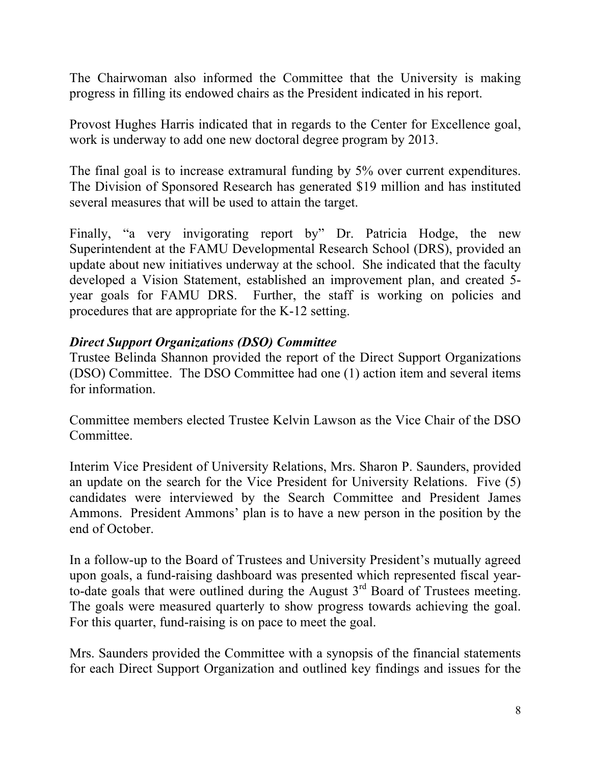The Chairwoman also informed the Committee that the University is making progress in filling its endowed chairs as the President indicated in his report.

Provost Hughes Harris indicated that in regards to the Center for Excellence goal, work is underway to add one new doctoral degree program by 2013.

The final goal is to increase extramural funding by 5% over current expenditures. The Division of Sponsored Research has generated $19 million and has instituted several measures that will be used to attain the target.

Finally, "a very invigorating report by" Dr. Patricia Hodge, the new Superintendent at the FAMU Developmental Research School (DRS), provided an update about new initiatives underway at the school. She indicated that the faculty developed a Vision Statement, established an improvement plan, and created 5-year goals for FAMU DRS. Further, the staff is working on policies and procedures that are appropriate for the K-12 setting.

***Direct Support Organizations (DSO) Committee***

Trustee Belinda Shannon provided the report of the Direct Support Organizations (DSO) Committee. The DSO Committee had one (1) action item and several items for information.

Committee members elected Trustee Kelvin Lawson as the Vice Chair of the DSO Committee.

Interim Vice President of University Relations, Mrs. Sharon P. Saunders, provided an update on the search for the Vice President for University Relations. Five (5) candidates were interviewed by the Search Committee and President James Ammons. President Ammons' plan is to have a new person in the position by the end of October.

In a follow-up to the Board of Trustees and University President's mutually agreed upon goals, a fund-raising dashboard was presented which represented fiscal year-to-date goals that were outlined during the August 3rd Board of Trustees meeting. The goals were measured quarterly to show progress towards achieving the goal. For this quarter, fund-raising is on pace to meet the goal.

Mrs. Saunders provided the Committee with a synopsis of the financial statements for each Direct Support Organization and outlined key findings and issues for the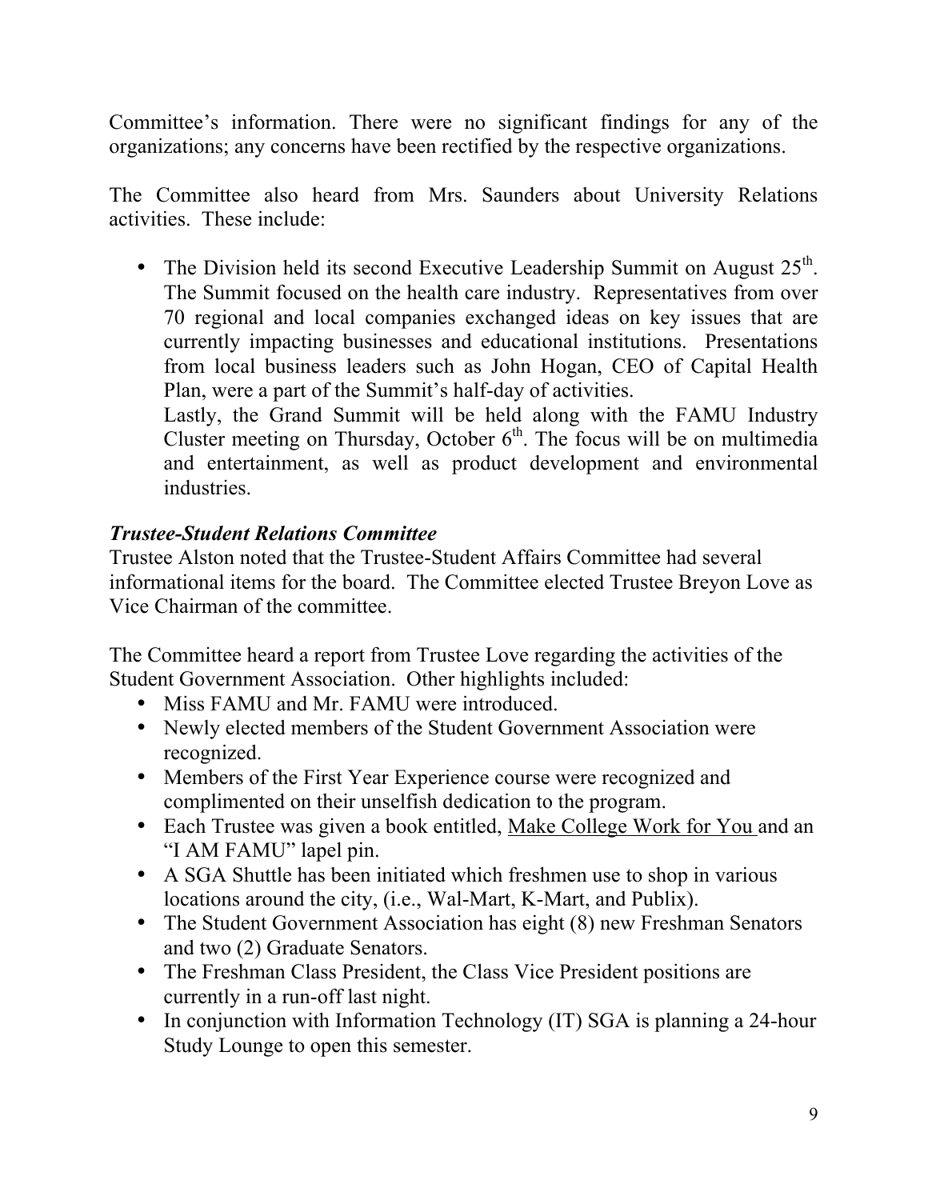Committee's information. There were no significant findings for any of the organizations; any concerns have been rectified by the respective organizations.

The Committee also heard from Mrs. Saunders about University Relations activities. These include:

- The Division held its second Executive Leadership Summit on August 25th. The Summit focused on the health care industry. Representatives from over 70 regional and local companies exchanged ideas on key issues that are currently impacting businesses and educational institutions. Presentations from local business leaders such as John Hogan, CEO of Capital Health Plan, were a part of the Summit's half-day of activities.

  Lastly, the Grand Summit will be held along with the FAMU Industry Cluster meeting on Thursday, October 6th. The focus will be on multimedia and entertainment, as well as product development and environmental industries.

***Trustee-Student Relations Committee***

Trustee Alston noted that the Trustee-Student Affairs Committee had several informational items for the board. The Committee elected Trustee Breyon Love as Vice Chairman of the committee.

The Committee heard a report from Trustee Love regarding the activities of the Student Government Association. Other highlights included:

- Miss FAMU and Mr. FAMU were introduced.
- Newly elected members of the Student Government Association were recognized.
- Members of the First Year Experience course were recognized and complimented on their unselfish dedication to the program.
- Each Trustee was given a book entitled, <u>Make College Work for You</u> and an "I AM FAMU" lapel pin.
- A SGA Shuttle has been initiated which freshmen use to shop in various locations around the city, (i.e., Wal-Mart, K-Mart, and Publix).
- The Student Government Association has eight (8) new Freshman Senators and two (2) Graduate Senators.
- The Freshman Class President, the Class Vice President positions are currently in a run-off last night.
- In conjunction with Information Technology (IT) SGA is planning a 24-hour Study Lounge to open this semester.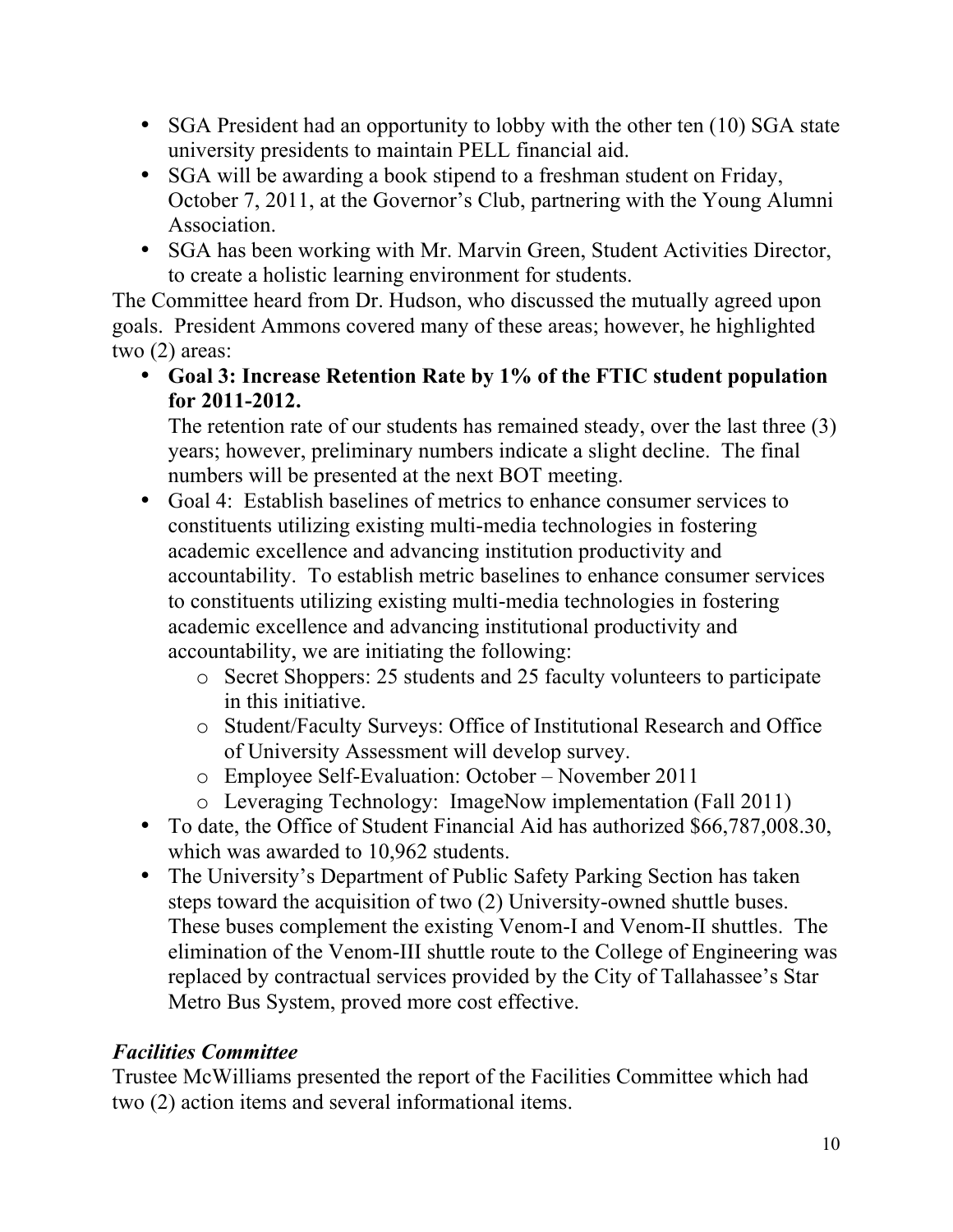- SGA President had an opportunity to lobby with the other ten (10) SGA state university presidents to maintain PELL financial aid.
- SGA will be awarding a book stipend to a freshman student on Friday, October 7, 2011, at the Governor's Club, partnering with the Young Alumni Association.
- SGA has been working with Mr. Marvin Green, Student Activities Director, to create a holistic learning environment for students.

The Committee heard from Dr. Hudson, who discussed the mutually agreed upon goals. President Ammons covered many of these areas; however, he highlighted two (2) areas:

- **Goal 3: Increase Retention Rate by 1% of the FTIC student population for 2011-2012.**
  The retention rate of our students has remained steady, over the last three (3) years; however, preliminary numbers indicate a slight decline. The final numbers will be presented at the next BOT meeting.
- Goal 4: Establish baselines of metrics to enhance consumer services to constituents utilizing existing multi-media technologies in fostering academic excellence and advancing institution productivity and accountability. To establish metric baselines to enhance consumer services to constituents utilizing existing multi-media technologies in fostering academic excellence and advancing institutional productivity and accountability, we are initiating the following:
  - Secret Shoppers: 25 students and 25 faculty volunteers to participate in this initiative.
  - Student/Faculty Surveys: Office of Institutional Research and Office of University Assessment will develop survey.
  - Employee Self-Evaluation: October – November 2011
  - Leveraging Technology: ImageNow implementation (Fall 2011)
- To date, the Office of Student Financial Aid has authorized $66,787,008.30, which was awarded to 10,962 students.
- The University's Department of Public Safety Parking Section has taken steps toward the acquisition of two (2) University-owned shuttle buses. These buses complement the existing Venom-I and Venom-II shuttles. The elimination of the Venom-III shuttle route to the College of Engineering was replaced by contractual services provided by the City of Tallahassee's Star Metro Bus System, proved more cost effective.

### *Facilities Committee*

Trustee McWilliams presented the report of the Facilities Committee which had two (2) action items and several informational items.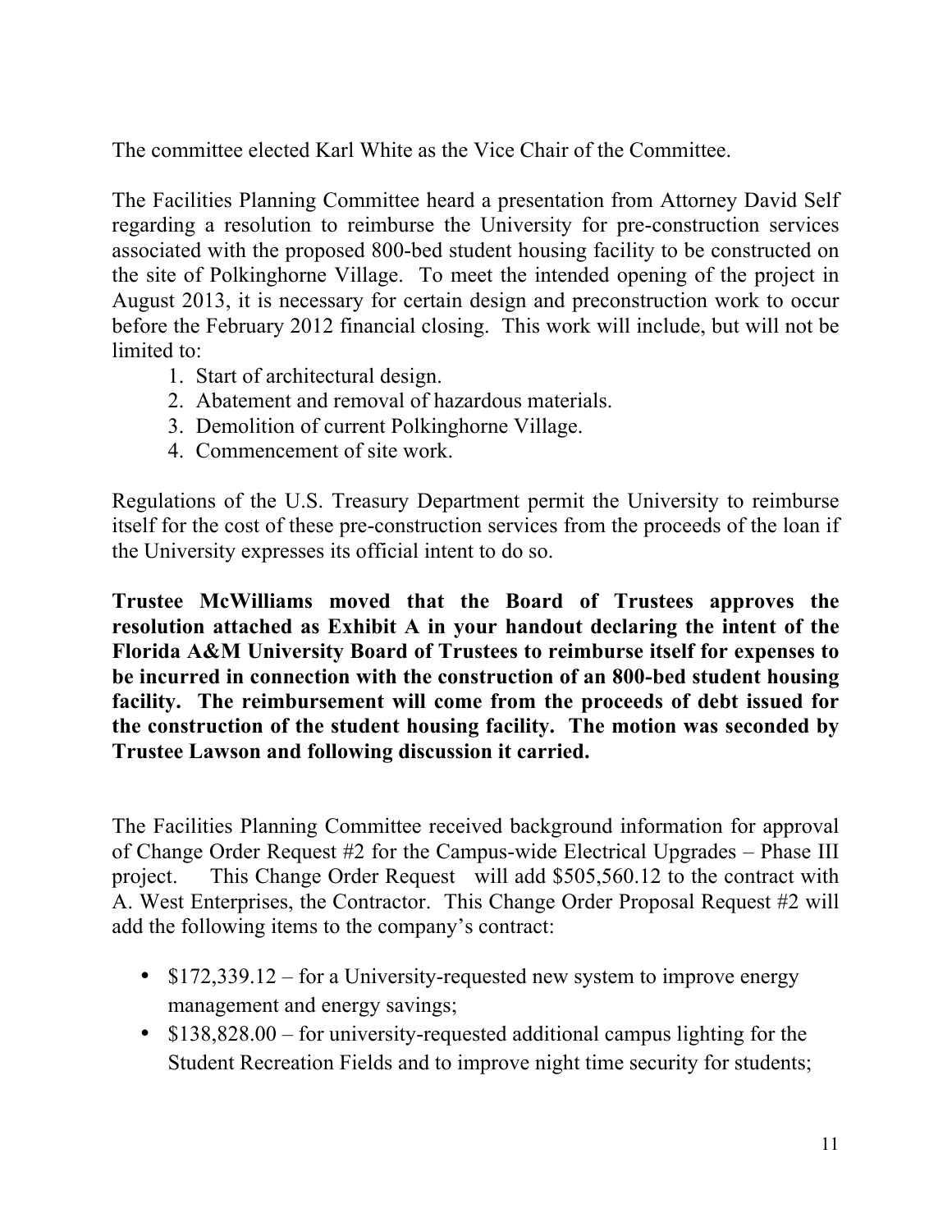The committee elected Karl White as the Vice Chair of the Committee.

The Facilities Planning Committee heard a presentation from Attorney David Self regarding a resolution to reimburse the University for pre-construction services associated with the proposed 800-bed student housing facility to be constructed on the site of Polkinghorne Village. To meet the intended opening of the project in August 2013, it is necessary for certain design and preconstruction work to occur before the February 2012 financial closing. This work will include, but will not be limited to:

1. Start of architectural design.
2. Abatement and removal of hazardous materials.
3. Demolition of current Polkinghorne Village.
4. Commencement of site work.

Regulations of the U.S. Treasury Department permit the University to reimburse itself for the cost of these pre-construction services from the proceeds of the loan if the University expresses its official intent to do so.

**Trustee McWilliams moved that the Board of Trustees approves the resolution attached as Exhibit A in your handout declaring the intent of the Florida A&M University Board of Trustees to reimburse itself for expenses to be incurred in connection with the construction of an 800-bed student housing facility. The reimbursement will come from the proceeds of debt issued for the construction of the student housing facility. The motion was seconded by Trustee Lawson and following discussion it carried.**

The Facilities Planning Committee received background information for approval of Change Order Request #2 for the Campus-wide Electrical Upgrades – Phase III project. This Change Order Request will add $505,560.12 to the contract with A. West Enterprises, the Contractor. This Change Order Proposal Request #2 will add the following items to the company's contract:

- $172,339.12 – for a University-requested new system to improve energy management and energy savings;
- $138,828.00 – for university-requested additional campus lighting for the Student Recreation Fields and to improve night time security for students;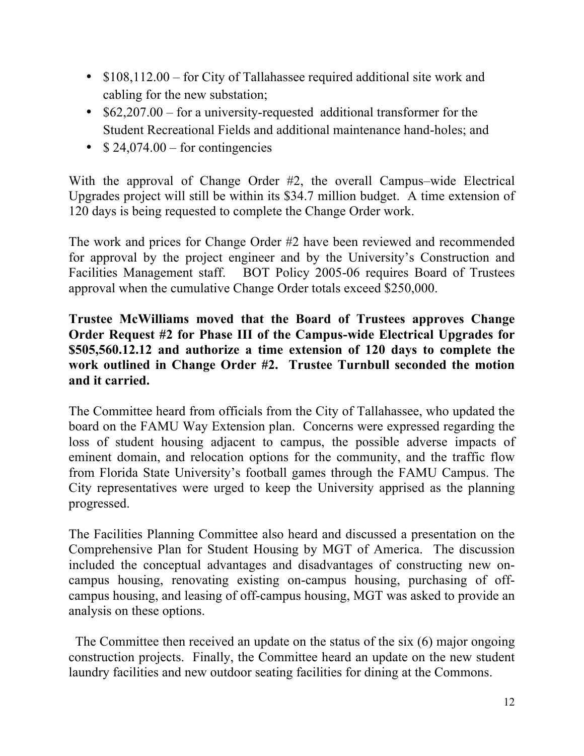- $108,112.00 – for City of Tallahassee required additional site work and cabling for the new substation;
- $62,207.00 – for a university-requested additional transformer for the Student Recreational Fields and additional maintenance hand-holes; and
- $ 24,074.00 – for contingencies

With the approval of Change Order #2, the overall Campus–wide Electrical Upgrades project will still be within its $34.7 million budget. A time extension of 120 days is being requested to complete the Change Order work.

The work and prices for Change Order #2 have been reviewed and recommended for approval by the project engineer and by the University's Construction and Facilities Management staff. BOT Policy 2005-06 requires Board of Trustees approval when the cumulative Change Order totals exceed $250,000.

**Trustee McWilliams moved that the Board of Trustees approves Change Order Request #2 for Phase III of the Campus-wide Electrical Upgrades for $505,560.12.12 and authorize a time extension of 120 days to complete the work outlined in Change Order #2. Trustee Turnbull seconded the motion and it carried.**

The Committee heard from officials from the City of Tallahassee, who updated the board on the FAMU Way Extension plan. Concerns were expressed regarding the loss of student housing adjacent to campus, the possible adverse impacts of eminent domain, and relocation options for the community, and the traffic flow from Florida State University's football games through the FAMU Campus. The City representatives were urged to keep the University apprised as the planning progressed.

The Facilities Planning Committee also heard and discussed a presentation on the Comprehensive Plan for Student Housing by MGT of America. The discussion included the conceptual advantages and disadvantages of constructing new on-campus housing, renovating existing on-campus housing, purchasing of off-campus housing, and leasing of off-campus housing, MGT was asked to provide an analysis on these options.

The Committee then received an update on the status of the six (6) major ongoing construction projects. Finally, the Committee heard an update on the new student laundry facilities and new outdoor seating facilities for dining at the Commons.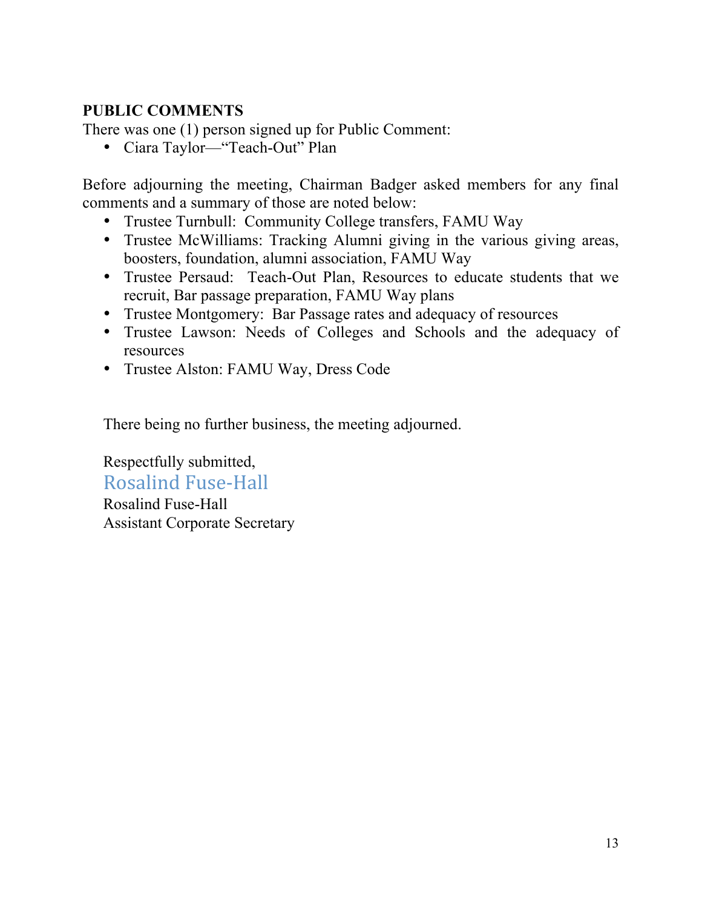**PUBLIC COMMENTS**

There was one (1) person signed up for Public Comment:

- Ciara Taylor—"Teach-Out" Plan

Before adjourning the meeting, Chairman Badger asked members for any final comments and a summary of those are noted below:

- Trustee Turnbull: Community College transfers, FAMU Way
- Trustee McWilliams: Tracking Alumni giving in the various giving areas, boosters, foundation, alumni association, FAMU Way
- Trustee Persaud: Teach-Out Plan, Resources to educate students that we recruit, Bar passage preparation, FAMU Way plans
- Trustee Montgomery: Bar Passage rates and adequacy of resources
- Trustee Lawson: Needs of Colleges and Schools and the adequacy of resources
- Trustee Alston: FAMU Way, Dress Code

There being no further business, the meeting adjourned.

Respectfully submitted,

Rosalind Fuse-Hall

Rosalind Fuse-Hall
Assistant Corporate Secretary